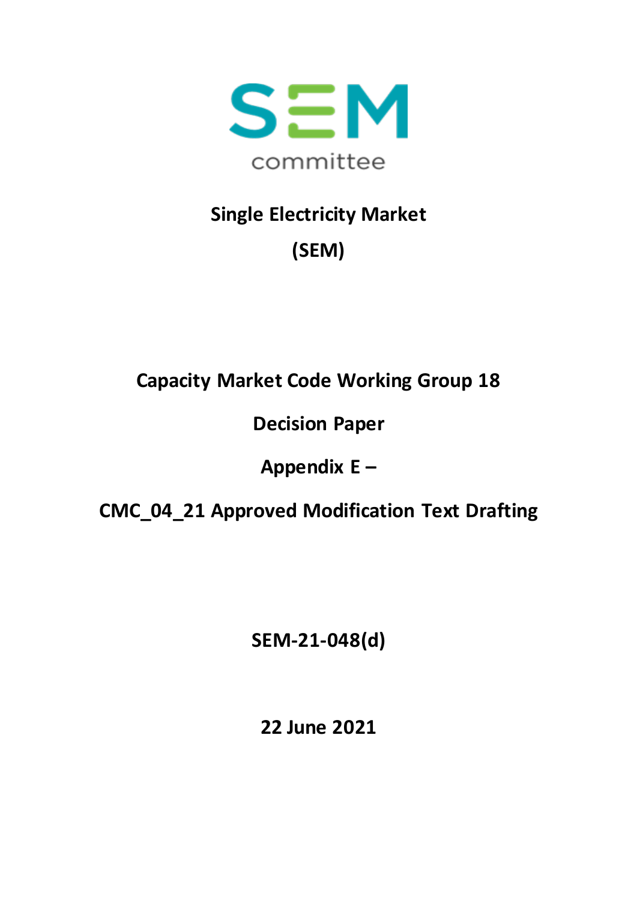SEM committee

# Single Electricity Market

# (SEM)

## Capacity Market Code Working Group 18

## Decision Paper

## Appendix E –

## CMC_04_21 Approved Modification Text Drafting

**SEM-21-048(d)**

**22 June 2021**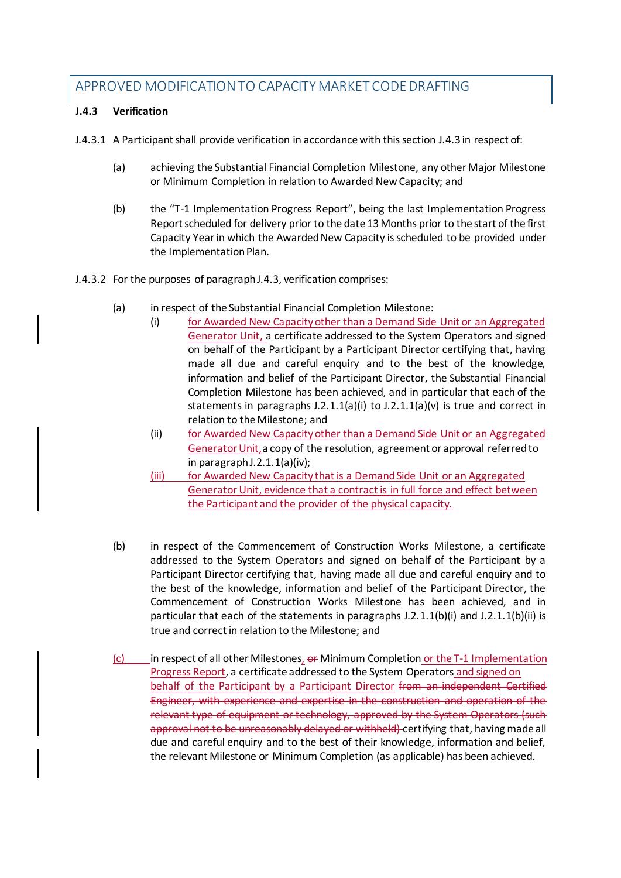## APPROVED MODIFICATION TO CAPACITY MARKET CODE DRAFTING

**J.4.3 Verification**

J.4.3.1 A Participant shall provide verification in accordance with this section J.4.3 in respect of:

(a) achieving the Substantial Financial Completion Milestone, any other Major Milestone or Minimum Completion in relation to Awarded New Capacity; and

(b) the "T-1 Implementation Progress Report", being the last Implementation Progress Report scheduled for delivery prior to the date 13 Months prior to the start of the first Capacity Year in which the Awarded New Capacity is scheduled to be provided under the Implementation Plan.

J.4.3.2 For the purposes of paragraph J.4.3, verification comprises:

(a) in respect of the Substantial Financial Completion Milestone:

(i) for Awarded New Capacity other than a Demand Side Unit or an Aggregated Generator Unit, a certificate addressed to the System Operators and signed on behalf of the Participant by a Participant Director certifying that, having made all due and careful enquiry and to the best of the knowledge, information and belief of the Participant Director, the Substantial Financial Completion Milestone has been achieved, and in particular that each of the statements in paragraphs J.2.1.1(a)(i) to J.2.1.1(a)(v) is true and correct in relation to the Milestone; and

(ii) for Awarded New Capacity other than a Demand Side Unit or an Aggregated Generator Unit, a copy of the resolution, agreement or approval referred to in paragraph J.2.1.1(a)(iv);

(iii) for Awarded New Capacity that is a Demand Side Unit or an Aggregated Generator Unit, evidence that a contract is in full force and effect between the Participant and the provider of the physical capacity.

(b) in respect of the Commencement of Construction Works Milestone, a certificate addressed to the System Operators and signed on behalf of the Participant by a Participant Director certifying that, having made all due and careful enquiry and to the best of the knowledge, information and belief of the Participant Director, the Commencement of Construction Works Milestone has been achieved, and in particular that each of the statements in paragraphs J.2.1.1(b)(i) and J.2.1.1(b)(ii) is true and correct in relation to the Milestone; and

(c) in respect of all other Milestones, ~~or~~ Minimum Completion or the T-1 Implementation Progress Report, a certificate addressed to the System Operators and signed on behalf of the Participant by a Participant Director ~~from an independent Certified Engineer, with experience and expertise in the construction and operation of the relevant type of equipment or technology, approved by the System Operators (such approval not to be unreasonably delayed or withheld)~~ certifying that, having made all due and careful enquiry and to the best of their knowledge, information and belief, the relevant Milestone or Minimum Completion (as applicable) has been achieved.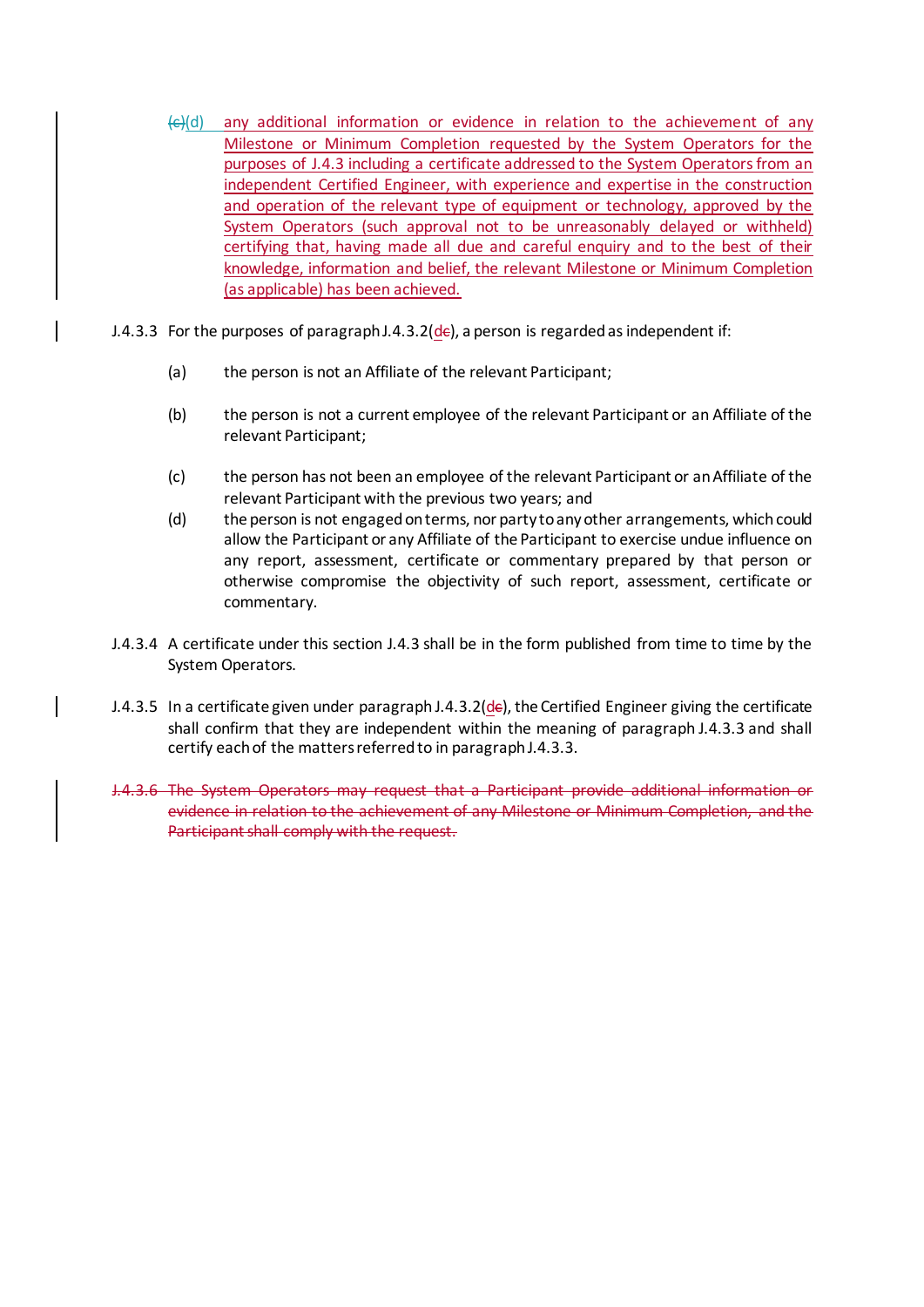~~(c)~~(d) any additional information or evidence in relation to the achievement of any Milestone or Minimum Completion requested by the System Operators for the purposes of J.4.3 including a certificate addressed to the System Operators from an independent Certified Engineer, with experience and expertise in the construction and operation of the relevant type of equipment or technology, approved by the System Operators (such approval not to be unreasonably delayed or withheld) certifying that, having made all due and careful enquiry and to the best of their knowledge, information and belief, the relevant Milestone or Minimum Completion (as applicable) has been achieved.

J.4.3.3 For the purposes of paragraph J.4.3.2(d~~c~~), a person is regarded as independent if:

(a) the person is not an Affiliate of the relevant Participant;

(b) the person is not a current employee of the relevant Participant or an Affiliate of the relevant Participant;

(c) the person has not been an employee of the relevant Participant or an Affiliate of the relevant Participant with the previous two years; and

(d) the person is not engaged on terms, nor party to any other arrangements, which could allow the Participant or any Affiliate of the Participant to exercise undue influence on any report, assessment, certificate or commentary prepared by that person or otherwise compromise the objectivity of such report, assessment, certificate or commentary.

J.4.3.4 A certificate under this section J.4.3 shall be in the form published from time to time by the System Operators.

J.4.3.5 In a certificate given under paragraph J.4.3.2(d~~c~~), the Certified Engineer giving the certificate shall confirm that they are independent within the meaning of paragraph J.4.3.3 and shall certify each of the matters referred to in paragraph J.4.3.3.

~~J.4.3.6 The System Operators may request that a Participant provide additional information or evidence in relation to the achievement of any Milestone or Minimum Completion, and the Participant shall comply with the request.~~